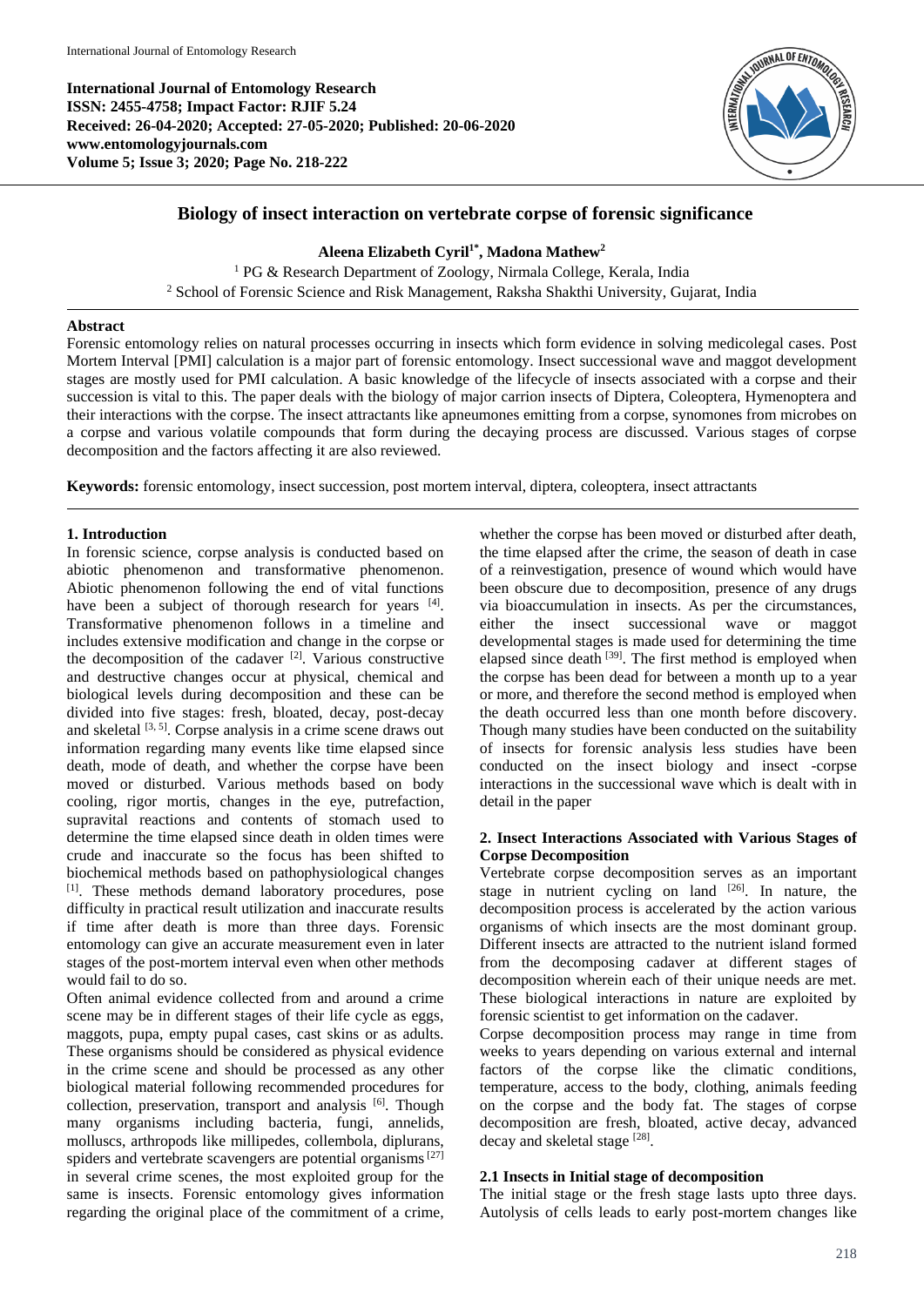**International Journal of Entomology Research**
**ISSN: 2455-4758; Impact Factor: RJIF 5.24**
**Received: 26-04-2020; Accepted: 27-05-2020; Published: 20-06-2020**
**www.entomologyjournals.com**
**Volume 5; Issue 3; 2020; Page No. 218-222**

# Biology of insect interaction on vertebrate corpse of forensic significance

**Aleena Elizabeth Cyril[1*], Madona Mathew[2]**

[1] PG & Research Department of Zoology, Nirmala College, Kerala, India
[2] School of Forensic Science and Risk Management, Raksha Shakthi University, Gujarat, India

## Abstract

Forensic entomology relies on natural processes occurring in insects which form evidence in solving medicolegal cases. Post Mortem Interval [PMI] calculation is a major part of forensic entomology. Insect successional wave and maggot development stages are mostly used for PMI calculation. A basic knowledge of the lifecycle of insects associated with a corpse and their succession is vital to this. The paper deals with the biology of major carrion insects of Diptera, Coleoptera, Hymenoptera and their interactions with the corpse. The insect attractants like apneumones emitting from a corpse, synomones from microbes on a corpse and various volatile compounds that form during the decaying process are discussed. Various stages of corpse decomposition and the factors affecting it are also reviewed.

**Keywords:** forensic entomology, insect succession, post mortem interval, diptera, coleoptera, insect attractants

## 1. Introduction

In forensic science, corpse analysis is conducted based on abiotic phenomenon and transformative phenomenon. Abiotic phenomenon following the end of vital functions have been a subject of thorough research for years [4]. Transformative phenomenon follows in a timeline and includes extensive modification and change in the corpse or the decomposition of the cadaver [2]. Various constructive and destructive changes occur at physical, chemical and biological levels during decomposition and these can be divided into five stages: fresh, bloated, decay, post-decay and skeletal [3, 5]. Corpse analysis in a crime scene draws out information regarding many events like time elapsed since death, mode of death, and whether the corpse have been moved or disturbed. Various methods based on body cooling, rigor mortis, changes in the eye, putrefaction, supravital reactions and contents of stomach used to determine the time elapsed since death in olden times were crude and inaccurate so the focus has been shifted to biochemical methods based on pathophysiological changes [1]. These methods demand laboratory procedures, pose difficulty in practical result utilization and inaccurate results if time after death is more than three days. Forensic entomology can give an accurate measurement even in later stages of the post-mortem interval even when other methods would fail to do so.

Often animal evidence collected from and around a crime scene may be in different stages of their life cycle as eggs, maggots, pupa, empty pupal cases, cast skins or as adults. These organisms should be considered as physical evidence in the crime scene and should be processed as any other biological material following recommended procedures for collection, preservation, transport and analysis [6]. Though many organisms including bacteria, fungi, annelids, molluscs, arthropods like millipedes, collembola, diplurans, spiders and vertebrate scavengers are potential organisms [27] in several crime scenes, the most exploited group for the same is insects. Forensic entomology gives information regarding the original place of the commitment of a crime, whether the corpse has been moved or disturbed after death, the time elapsed after the crime, the season of death in case of a reinvestigation, presence of wound which would have been obscure due to decomposition, presence of any drugs via bioaccumulation in insects. As per the circumstances, either the insect successional wave or maggot developmental stages is made used for determining the time elapsed since death [39]. The first method is employed when the corpse has been dead for between a month up to a year or more, and therefore the second method is employed when the death occurred less than one month before discovery. Though many studies have been conducted on the suitability of insects for forensic analysis less studies have been conducted on the insect biology and insect -corpse interactions in the successional wave which is dealt with in detail in the paper

## 2. Insect Interactions Associated with Various Stages of Corpse Decomposition

Vertebrate corpse decomposition serves as an important stage in nutrient cycling on land [26]. In nature, the decomposition process is accelerated by the action various organisms of which insects are the most dominant group. Different insects are attracted to the nutrient island formed from the decomposing cadaver at different stages of decomposition wherein each of their unique needs are met. These biological interactions in nature are exploited by forensic scientist to get information on the cadaver.

Corpse decomposition process may range in time from weeks to years depending on various external and internal factors of the corpse like the climatic conditions, temperature, access to the body, clothing, animals feeding on the corpse and the body fat. The stages of corpse decomposition are fresh, bloated, active decay, advanced decay and skeletal stage [28].

### 2.1 Insects in Initial stage of decomposition

The initial stage or the fresh stage lasts upto three days. Autolysis of cells leads to early post-mortem changes like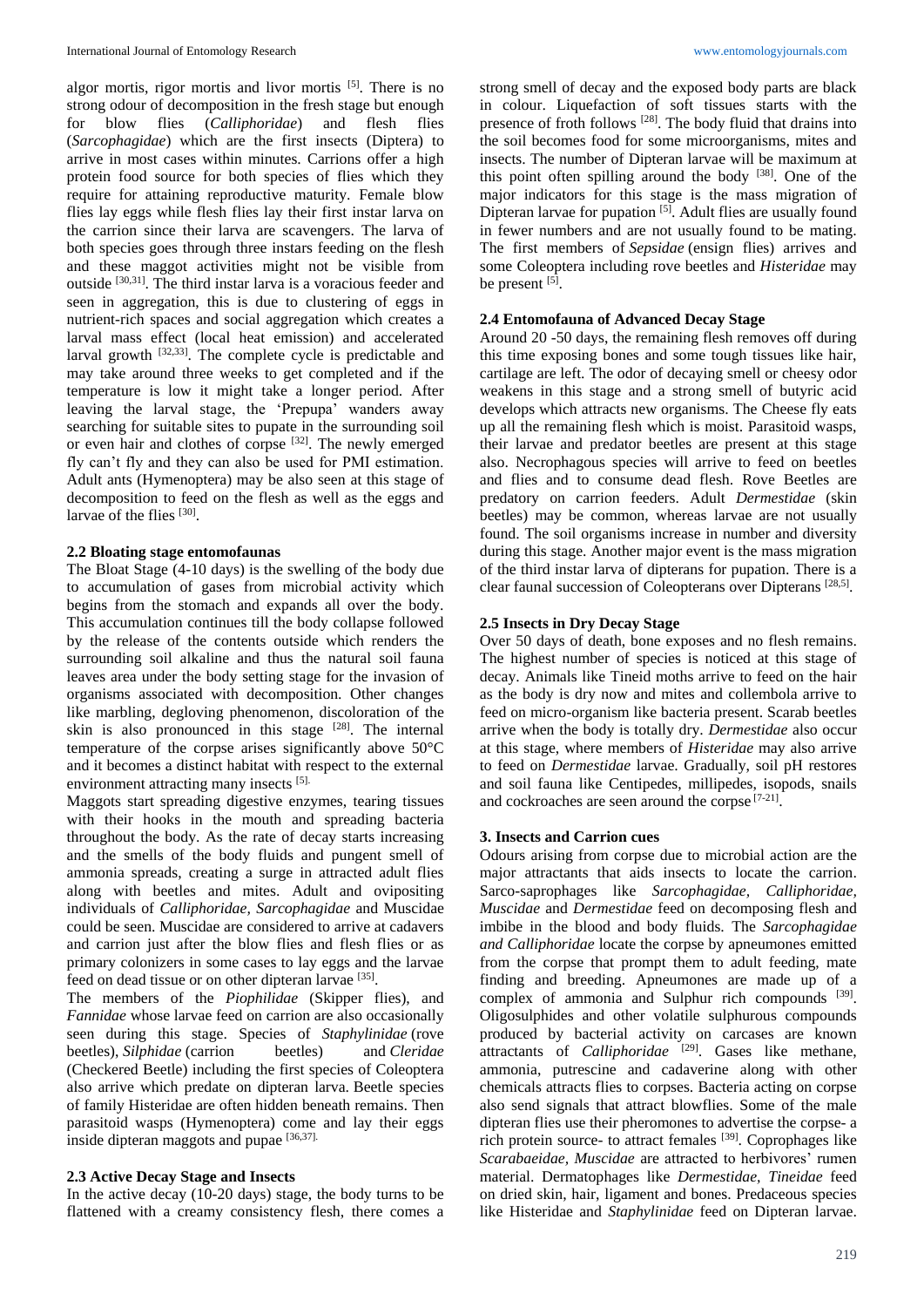algor mortis, rigor mortis and livor mortis [5]. There is no strong odour of decomposition in the fresh stage but enough for blow flies (*Calliphoridae*) and flesh flies (*Sarcophagidae*) which are the first insects (Diptera) to arrive in most cases within minutes. Carrions offer a high protein food source for both species of flies which they require for attaining reproductive maturity. Female blow flies lay eggs while flesh flies lay their first instar larva on the carrion since their larva are scavengers. The larva of both species goes through three instars feeding on the flesh and these maggot activities might not be visible from outside [30,31]. The third instar larva is a voracious feeder and seen in aggregation, this is due to clustering of eggs in nutrient-rich spaces and social aggregation which creates a larval mass effect (local heat emission) and accelerated larval growth [32,33]. The complete cycle is predictable and may take around three weeks to get completed and if the temperature is low it might take a longer period. After leaving the larval stage, the 'Prepupa' wanders away searching for suitable sites to pupate in the surrounding soil or even hair and clothes of corpse [32]. The newly emerged fly can't fly and they can also be used for PMI estimation. Adult ants (Hymenoptera) may be also seen at this stage of decomposition to feed on the flesh as well as the eggs and larvae of the flies [30].

### 2.2 Bloating stage entomofaunas

The Bloat Stage (4-10 days) is the swelling of the body due to accumulation of gases from microbial activity which begins from the stomach and expands all over the body. This accumulation continues till the body collapse followed by the release of the contents outside which renders the surrounding soil alkaline and thus the natural soil fauna leaves area under the body setting stage for the invasion of organisms associated with decomposition. Other changes like marbling, degloving phenomenon, discoloration of the skin is also pronounced in this stage [28]. The internal temperature of the corpse arises significantly above 50°C and it becomes a distinct habitat with respect to the external environment attracting many insects [5].

Maggots start spreading digestive enzymes, tearing tissues with their hooks in the mouth and spreading bacteria throughout the body. As the rate of decay starts increasing and the smells of the body fluids and pungent smell of ammonia spreads, creating a surge in attracted adult flies along with beetles and mites. Adult and ovipositing individuals of *Calliphoridae, Sarcophagidae* and Muscidae could be seen. Muscidae are considered to arrive at cadavers and carrion just after the blow flies and flesh flies or as primary colonizers in some cases to lay eggs and the larvae feed on dead tissue or on other dipteran larvae [35].

The members of the *Piophilidae* (Skipper flies), and *Fannidae* whose larvae feed on carrion are also occasionally seen during this stage. Species of *Staphylinidae* (rove beetles), *Silphidae* (carrion beetles) and *Cleridae* (Checkered Beetle) including the first species of Coleoptera also arrive which predate on dipteran larva. Beetle species of family Histeridae are often hidden beneath remains. Then parasitoid wasps (Hymenoptera) come and lay their eggs inside dipteran maggots and pupae [36,37].

### 2.3 Active Decay Stage and Insects

In the active decay (10-20 days) stage, the body turns to be flattened with a creamy consistency flesh, there comes a strong smell of decay and the exposed body parts are black in colour. Liquefaction of soft tissues starts with the presence of froth follows [28]. The body fluid that drains into the soil becomes food for some microorganisms, mites and insects. The number of Dipteran larvae will be maximum at this point often spilling around the body [38]. One of the major indicators for this stage is the mass migration of Dipteran larvae for pupation [5]. Adult flies are usually found in fewer numbers and are not usually found to be mating. The first members of *Sepsidae* (ensign flies) arrives and some Coleoptera including rove beetles and *Histeridae* may be present [5].

### 2.4 Entomofauna of Advanced Decay Stage

Around 20 -50 days, the remaining flesh removes off during this time exposing bones and some tough tissues like hair, cartilage are left. The odor of decaying smell or cheesy odor weakens in this stage and a strong smell of butyric acid develops which attracts new organisms. The Cheese fly eats up all the remaining flesh which is moist. Parasitoid wasps, their larvae and predator beetles are present at this stage also. Necrophagous species will arrive to feed on beetles and flies and to consume dead flesh. Rove Beetles are predatory on carrion feeders. Adult *Dermestidae* (skin beetles) may be common, whereas larvae are not usually found. The soil organisms increase in number and diversity during this stage. Another major event is the mass migration of the third instar larva of dipterans for pupation. There is a clear faunal succession of Coleopterans over Dipterans [28,5].

### 2.5 Insects in Dry Decay Stage

Over 50 days of death, bone exposes and no flesh remains. The highest number of species is noticed at this stage of decay. Animals like Tineid moths arrive to feed on the hair as the body is dry now and mites and collembola arrive to feed on micro-organism like bacteria present. Scarab beetles arrive when the body is totally dry. *Dermestidae* also occur at this stage, where members of *Histeridae* may also arrive to feed on *Dermestidae* larvae. Gradually, soil pH restores and soil fauna like Centipedes, millipedes, isopods, snails and cockroaches are seen around the corpse [7-21].

## 3. Insects and Carrion cues

Odours arising from corpse due to microbial action are the major attractants that aids insects to locate the carrion. Sarco-saprophages like *Sarcophagidae, Calliphoridae, Muscidae* and *Dermestidae* feed on decomposing flesh and imbibe in the blood and body fluids. The *Sarcophagidae and Calliphoridae* locate the corpse by apneumones emitted from the corpse that prompt them to adult feeding, mate finding and breeding. Apneumones are made up of a complex of ammonia and Sulphur rich compounds [39]. Oligosulphides and other volatile sulphurous compounds produced by bacterial activity on carcases are known attractants of *Calliphoridae* [29]. Gases like methane, ammonia, putrescine and cadaverine along with other chemicals attracts flies to corpses. Bacteria acting on corpse also send signals that attract blowflies. Some of the male dipteran flies use their pheromones to advertise the corpse- a rich protein source- to attract females [39]. Coprophages like *Scarabaeidae, Muscidae* are attracted to herbivores' rumen material. Dermatophages like *Dermestidae, Tineidae* feed on dried skin, hair, ligament and bones. Predaceous species like Histeridae and *Staphylinidae* feed on Dipteran larvae.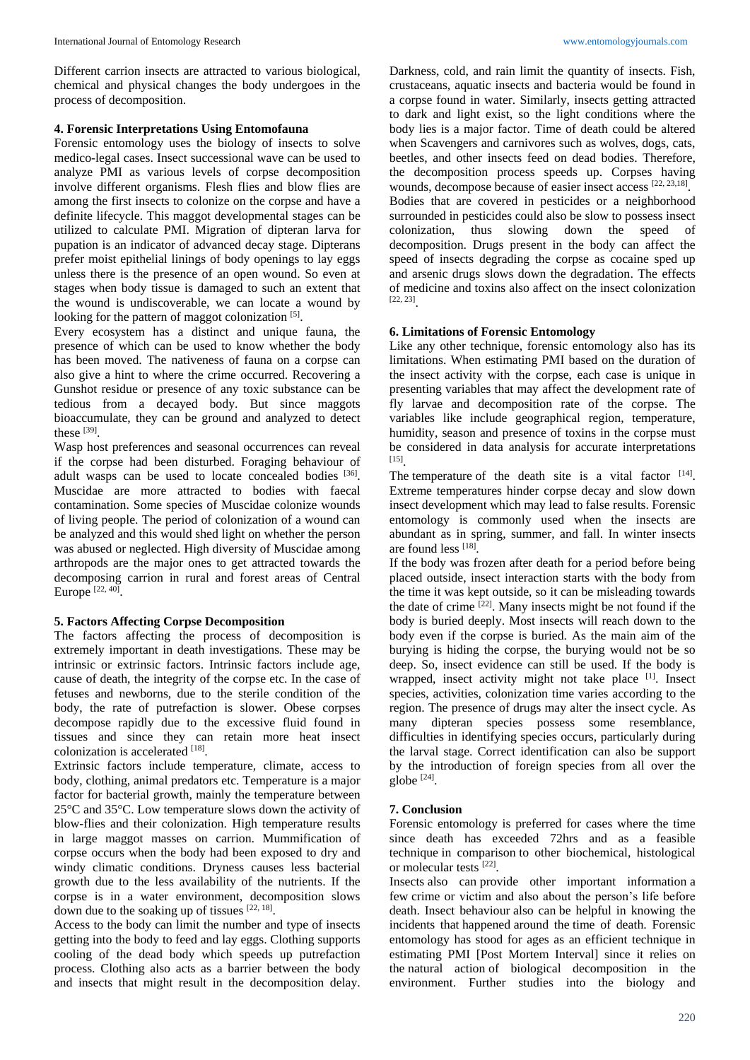Different carrion insects are attracted to various biological, chemical and physical changes the body undergoes in the process of decomposition.

### 4. Forensic Interpretations Using Entomofauna

Forensic entomology uses the biology of insects to solve medico-legal cases. Insect successional wave can be used to analyze PMI as various levels of corpse decomposition involve different organisms. Flesh flies and blow flies are among the first insects to colonize on the corpse and have a definite lifecycle. This maggot developmental stages can be utilized to calculate PMI. Migration of dipteran larva for pupation is an indicator of advanced decay stage. Dipterans prefer moist epithelial linings of body openings to lay eggs unless there is the presence of an open wound. So even at stages when body tissue is damaged to such an extent that the wound is undiscoverable, we can locate a wound by looking for the pattern of maggot colonization [5].

Every ecosystem has a distinct and unique fauna, the presence of which can be used to know whether the body has been moved. The nativeness of fauna on a corpse can also give a hint to where the crime occurred. Recovering a Gunshot residue or presence of any toxic substance can be tedious from a decayed body. But since maggots bioaccumulate, they can be ground and analyzed to detect these [39].

Wasp host preferences and seasonal occurrences can reveal if the corpse had been disturbed. Foraging behaviour of adult wasps can be used to locate concealed bodies [36]. Muscidae are more attracted to bodies with faecal contamination. Some species of Muscidae colonize wounds of living people. The period of colonization of a wound can be analyzed and this would shed light on whether the person was abused or neglected. High diversity of Muscidae among arthropods are the major ones to get attracted towards the decomposing carrion in rural and forest areas of Central Europe [22, 40].

### 5. Factors Affecting Corpse Decomposition

The factors affecting the process of decomposition is extremely important in death investigations. These may be intrinsic or extrinsic factors. Intrinsic factors include age, cause of death, the integrity of the corpse etc. In the case of fetuses and newborns, due to the sterile condition of the body, the rate of putrefaction is slower. Obese corpses decompose rapidly due to the excessive fluid found in tissues and since they can retain more heat insect colonization is accelerated [18].

Extrinsic factors include temperature, climate, access to body, clothing, animal predators etc. Temperature is a major factor for bacterial growth, mainly the temperature between 25°C and 35°C. Low temperature slows down the activity of blow-flies and their colonization. High temperature results in large maggot masses on carrion. Mummification of corpse occurs when the body had been exposed to dry and windy climatic conditions. Dryness causes less bacterial growth due to the less availability of the nutrients. If the corpse is in a water environment, decomposition slows down due to the soaking up of tissues [22, 18].

Access to the body can limit the number and type of insects getting into the body to feed and lay eggs. Clothing supports cooling of the dead body which speeds up putrefaction process. Clothing also acts as a barrier between the body and insects that might result in the decomposition delay. Darkness, cold, and rain limit the quantity of insects. Fish, crustaceans, aquatic insects and bacteria would be found in a corpse found in water. Similarly, insects getting attracted to dark and light exist, so the light conditions where the body lies is a major factor. Time of death could be altered when Scavengers and carnivores such as wolves, dogs, cats, beetles, and other insects feed on dead bodies. Therefore, the decomposition process speeds up. Corpses having wounds, decompose because of easier insect access [22, 23,18].

Bodies that are covered in pesticides or a neighborhood surrounded in pesticides could also be slow to possess insect colonization, thus slowing down the speed of decomposition. Drugs present in the body can affect the speed of insects degrading the corpse as cocaine sped up and arsenic drugs slows down the degradation. The effects of medicine and toxins also affect on the insect colonization [22, 23].

### 6. Limitations of Forensic Entomology

Like any other technique, forensic entomology also has its limitations. When estimating PMI based on the duration of the insect activity with the corpse, each case is unique in presenting variables that may affect the development rate of fly larvae and decomposition rate of the corpse. The variables like include geographical region, temperature, humidity, season and presence of toxins in the corpse must be considered in data analysis for accurate interpretations [15].

The temperature of the death site is a vital factor [14]. Extreme temperatures hinder corpse decay and slow down insect development which may lead to false results. Forensic entomology is commonly used when the insects are abundant as in spring, summer, and fall. In winter insects are found less [18].

If the body was frozen after death for a period before being placed outside, insect interaction starts with the body from the time it was kept outside, so it can be misleading towards the date of crime [22]. Many insects might be not found if the body is buried deeply. Most insects will reach down to the body even if the corpse is buried. As the main aim of the burying is hiding the corpse, the burying would not be so deep. So, insect evidence can still be used. If the body is wrapped, insect activity might not take place [1]. Insect species, activities, colonization time varies according to the region. The presence of drugs may alter the insect cycle. As many dipteran species possess some resemblance, difficulties in identifying species occurs, particularly during the larval stage. Correct identification can also be support by the introduction of foreign species from all over the globe [24].

### 7. Conclusion

Forensic entomology is preferred for cases where the time since death has exceeded 72hrs and as a feasible technique in comparison to other biochemical, histological or molecular tests [22].

Insects also can provide other important information a few crime or victim and also about the person's life before death. Insect behaviour also can be helpful in knowing the incidents that happened around the time of death. Forensic entomology has stood for ages as an efficient technique in estimating PMI [Post Mortem Interval] since it relies on the natural action of biological decomposition in the environment. Further studies into the biology and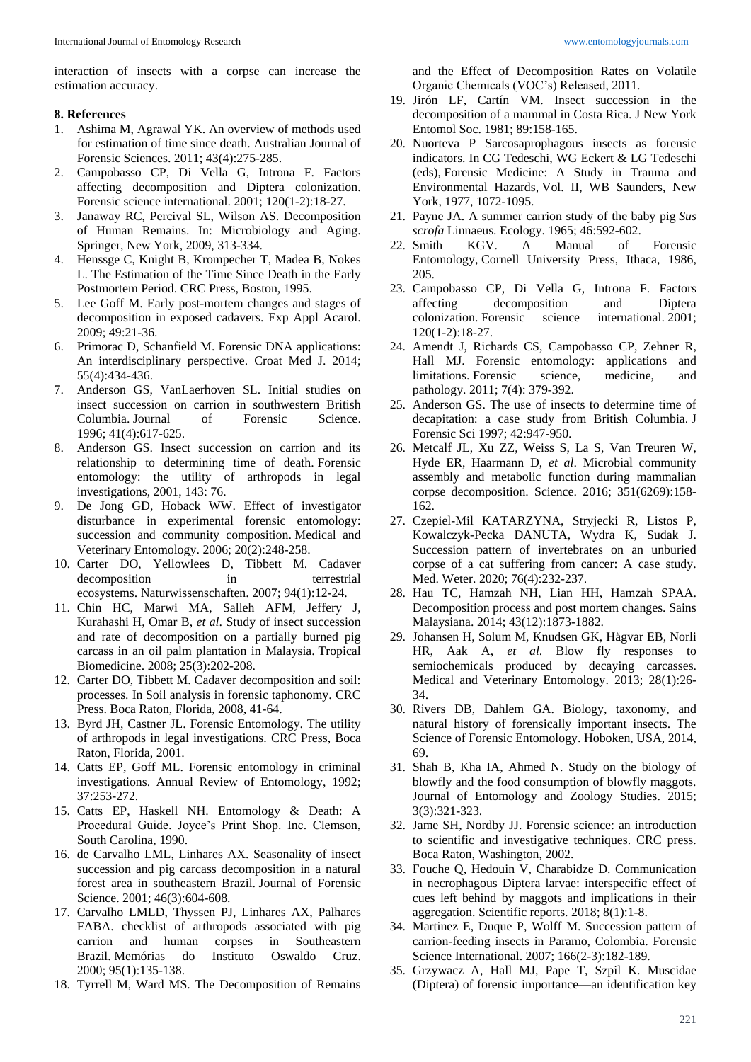interaction of insects with a corpse can increase the estimation accuracy.

## 8. References

1. Ashima M, Agrawal YK. An overview of methods used for estimation of time since death. Australian Journal of Forensic Sciences. 2011; 43(4):275-285.
2. Campobasso CP, Di Vella G, Introna F. Factors affecting decomposition and Diptera colonization. Forensic science international. 2001; 120(1-2):18-27.
3. Janaway RC, Percival SL, Wilson AS. Decomposition of Human Remains. In: Microbiology and Aging. Springer, New York, 2009, 313-334.
4. Henssge C, Knight B, Krompecher T, Madea B, Nokes L. The Estimation of the Time Since Death in the Early Postmortem Period. CRC Press, Boston, 1995.
5. Lee Goff M. Early post-mortem changes and stages of decomposition in exposed cadavers. Exp Appl Acarol. 2009; 49:21-36.
6. Primorac D, Schanfield M. Forensic DNA applications: An interdisciplinary perspective. Croat Med J. 2014; 55(4):434-436.
7. Anderson GS, VanLaerhoven SL. Initial studies on insect succession on carrion in southwestern British Columbia. Journal of Forensic Science. 1996; 41(4):617-625.
8. Anderson GS. Insect succession on carrion and its relationship to determining time of death. Forensic entomology: the utility of arthropods in legal investigations, 2001, 143: 76.
9. De Jong GD, Hoback WW. Effect of investigator disturbance in experimental forensic entomology: succession and community composition. Medical and Veterinary Entomology. 2006; 20(2):248-258.
10. Carter DO, Yellowlees D, Tibbett M. Cadaver decomposition in terrestrial ecosystems. Naturwissenschaften. 2007; 94(1):12-24.
11. Chin HC, Marwi MA, Salleh AFM, Jeffery J, Kurahashi H, Omar B, *et al*. Study of insect succession and rate of decomposition on a partially burned pig carcass in an oil palm plantation in Malaysia. Tropical Biomedicine. 2008; 25(3):202-208.
12. Carter DO, Tibbett M. Cadaver decomposition and soil: processes. In Soil analysis in forensic taphonomy. CRC Press. Boca Raton, Florida, 2008, 41-64.
13. Byrd JH, Castner JL. Forensic Entomology. The utility of arthropods in legal investigations. CRC Press, Boca Raton, Florida, 2001.
14. Catts EP, Goff ML. Forensic entomology in criminal investigations. Annual Review of Entomology, 1992; 37:253-272.
15. Catts EP, Haskell NH. Entomology & Death: A Procedural Guide. Joyce's Print Shop. Inc. Clemson, South Carolina, 1990.
16. de Carvalho LML, Linhares AX. Seasonality of insect succession and pig carcass decomposition in a natural forest area in southeastern Brazil. Journal of Forensic Science. 2001; 46(3):604-608.
17. Carvalho LMLD, Thyssen PJ, Linhares AX, Palhares FABA. checklist of arthropods associated with pig carrion and human corpses in Southeastern Brazil. Memórias do Instituto Oswaldo Cruz. 2000; 95(1):135-138.
18. Tyrrell M, Ward MS. The Decomposition of Remains and the Effect of Decomposition Rates on Volatile Organic Chemicals (VOC's) Released, 2011.
19. Jirón LF, Cartín VM. Insect succession in the decomposition of a mammal in Costa Rica. J New York Entomol Soc. 1981; 89:158-165.
20. Nuorteva P Sarcosaprophagous insects as forensic indicators. In CG Tedeschi, WG Eckert & LG Tedeschi (eds), Forensic Medicine: A Study in Trauma and Environmental Hazards, Vol. II, WB Saunders, New York, 1977, 1072-1095.
21. Payne JA. A summer carrion study of the baby pig *Sus scrofa* Linnaeus. Ecology. 1965; 46:592-602.
22. Smith KGV. A Manual of Forensic Entomology, Cornell University Press, Ithaca, 1986, 205.
23. Campobasso CP, Di Vella G, Introna F. Factors affecting decomposition and Diptera colonization. Forensic science international. 2001; 120(1-2):18-27.
24. Amendt J, Richards CS, Campobasso CP, Zehner R, Hall MJ. Forensic entomology: applications and limitations. Forensic science, medicine, and pathology. 2011; 7(4): 379-392.
25. Anderson GS. The use of insects to determine time of decapitation: a case study from British Columbia. J Forensic Sci 1997; 42:947-950.
26. Metcalf JL, Xu ZZ, Weiss S, La S, Van Treuren W, Hyde ER, Haarmann D, *et al*. Microbial community assembly and metabolic function during mammalian corpse decomposition. Science. 2016; 351(6269):158-162.
27. Czepiel-Mil KATARZYNA, Stryjecki R, Listos P, Kowalczyk-Pecka DANUTA, Wydra K, Sudak J. Succession pattern of invertebrates on an unburied corpse of a cat suffering from cancer: A case study. Med. Weter. 2020; 76(4):232-237.
28. Hau TC, Hamzah NH, Lian HH, Hamzah SPAA. Decomposition process and post mortem changes. Sains Malaysiana. 2014; 43(12):1873-1882.
29. Johansen H, Solum M, Knudsen GK, Hågvar EB, Norli HR, Aak A, *et al.* Blow fly responses to semiochemicals produced by decaying carcasses. Medical and Veterinary Entomology. 2013; 28(1):26-34.
30. Rivers DB, Dahlem GA. Biology, taxonomy, and natural history of forensically important insects. The Science of Forensic Entomology. Hoboken, USA, 2014, 69.
31. Shah B, Kha IA, Ahmed N. Study on the biology of blowfly and the food consumption of blowfly maggots. Journal of Entomology and Zoology Studies. 2015; 3(3):321-323.
32. Jame SH, Nordby JJ. Forensic science: an introduction to scientific and investigative techniques. CRC press. Boca Raton, Washington, 2002.
33. Fouche Q, Hedouin V, Charabidze D. Communication in necrophagous Diptera larvae: interspecific effect of cues left behind by maggots and implications in their aggregation. Scientific reports. 2018; 8(1):1-8.
34. Martinez E, Duque P, Wolff M. Succession pattern of carrion-feeding insects in Paramo, Colombia. Forensic Science International. 2007; 166(2-3):182-189.
35. Grzywacz A, Hall MJ, Pape T, Szpil K. Muscidae (Diptera) of forensic importance—an identification key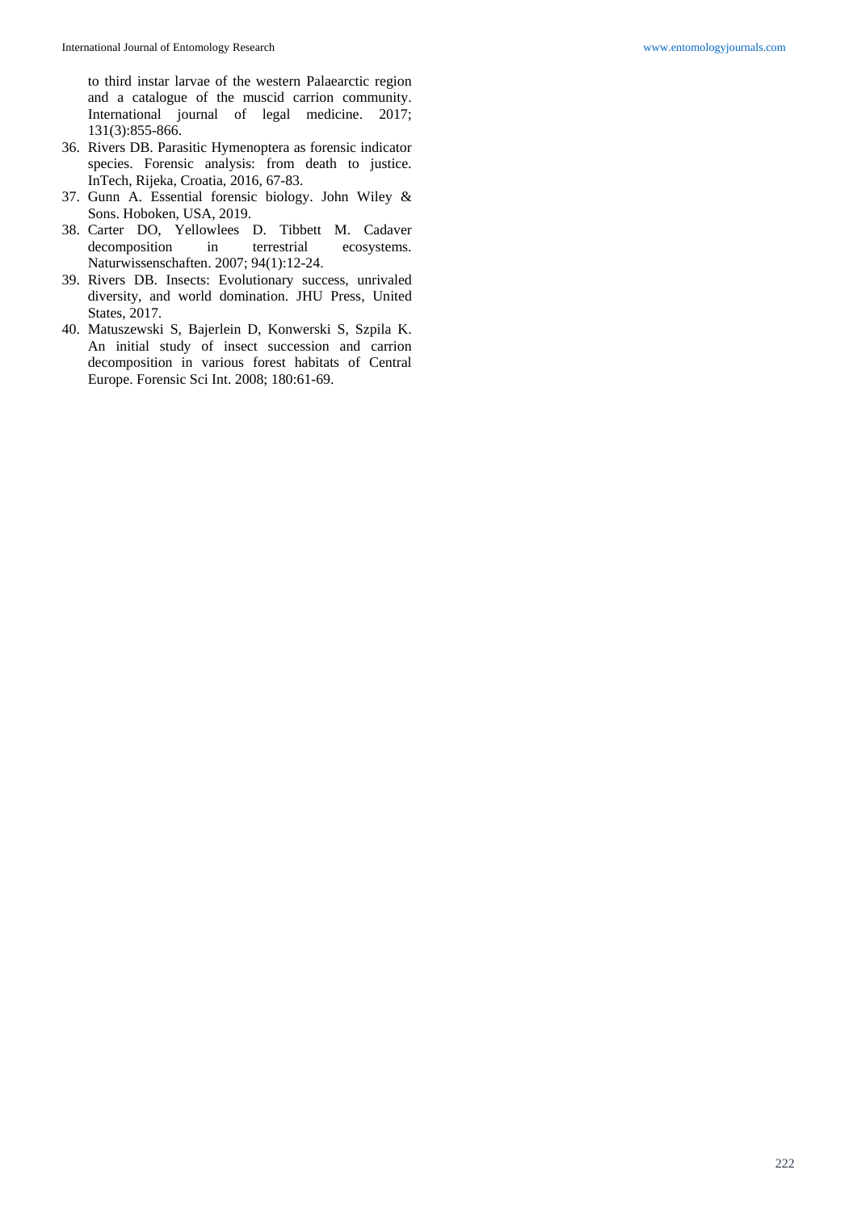to third instar larvae of the western Palaearctic region and a catalogue of the muscid carrion community. International journal of legal medicine. 2017; 131(3):855-866.

36. Rivers DB. Parasitic Hymenoptera as forensic indicator species. Forensic analysis: from death to justice. InTech, Rijeka, Croatia, 2016, 67-83.
37. Gunn A. Essential forensic biology. John Wiley & Sons. Hoboken, USA, 2019.
38. Carter DO, Yellowlees D. Tibbett M. Cadaver decomposition in terrestrial ecosystems. Naturwissenschaften. 2007; 94(1):12-24.
39. Rivers DB. Insects: Evolutionary success, unrivaled diversity, and world domination. JHU Press, United States, 2017.
40. Matuszewski S, Bajerlein D, Konwerski S, Szpila K. An initial study of insect succession and carrion decomposition in various forest habitats of Central Europe. Forensic Sci Int. 2008; 180:61-69.